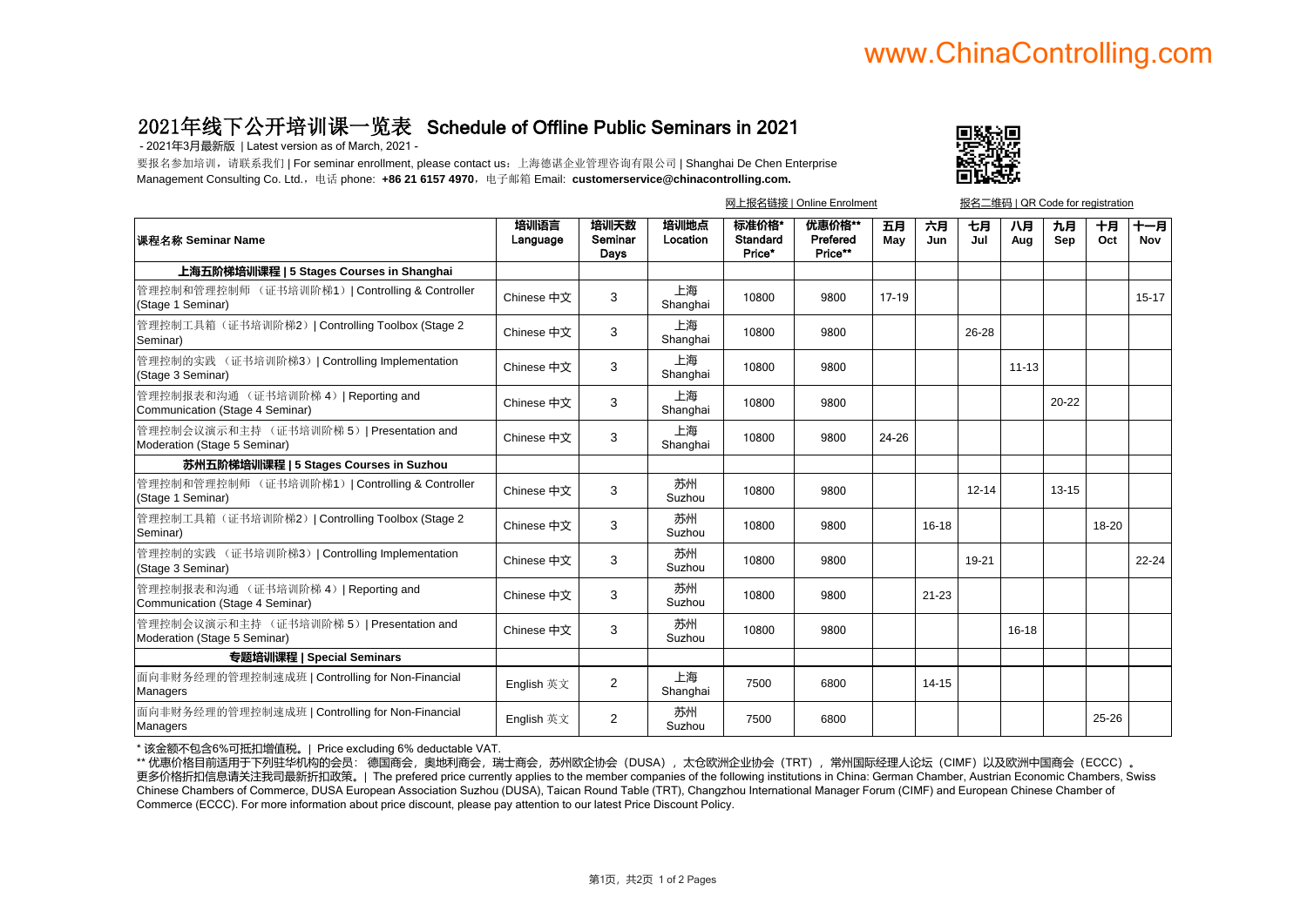www.ChinaControlling.com

# 2021年线下公开培训课一览表 Schedule of Offline Public Seminars in 2021

- 2021年3月最新版 | Latest version as of March, 2021 -

要报名参加培训，请联系我们 | For seminar enrollment, please contact us：上海德谌企业管理咨询有限公司 | Shanghai De Chen Enterprise Management Consulting Co. Ltd.，电话 phone: **+86 21 6157 4970**，电子邮箱 Email: **customerservice@chinacontrolling.com.**

网上报名链接 | Online Enrolment　　报名二维码 | QR Code for registration

| 课程名称 Seminar Name | 培训语言 Language | 培训天数 Seminar Days | 培训地点 Location | 标准价格* Standard Price* | 优惠价格** Prefered Price** | 五月 May | 六月 Jun | 七月 Jul | 八月 Aug | 九月 Sep | 十月 Oct | 十一月 Nov |
|---|---|---|---|---|---|---|---|---|---|---|---|---|
| **上海五阶梯培训课程 \| 5 Stages Courses in Shanghai** | | | | | | | | | | | | |
| 管理控制和管理控制师 （证书培训阶梯1）\| Controlling & Controller (Stage 1 Seminar) | Chinese 中文 | 3 | 上海 Shanghai | 10800 | 9800 | 17-19 | | | | | | 15-17 |
| 管理控制工具箱（证书培训阶梯2）\| Controlling Toolbox (Stage 2 Seminar) | Chinese 中文 | 3 | 上海 Shanghai | 10800 | 9800 | | | 26-28 | | | | |
| 管理控制的实践 （证书培训阶梯3）\| Controlling Implementation (Stage 3 Seminar) | Chinese 中文 | 3 | 上海 Shanghai | 10800 | 9800 | | | | 11-13 | | | |
| 管理控制报表和沟通 （证书培训阶梯 4）\| Reporting and Communication (Stage 4 Seminar) | Chinese 中文 | 3 | 上海 Shanghai | 10800 | 9800 | | | | | 20-22 | | |
| 管理控制会议演示和主持 （证书培训阶梯 5）\| Presentation and Moderation (Stage 5 Seminar) | Chinese 中文 | 3 | 上海 Shanghai | 10800 | 9800 | 24-26 | | | | | | |
| **苏州五阶梯培训课程 \| 5 Stages Courses in Suzhou** | | | | | | | | | | | | |
| 管理控制和管理控制师 （证书培训阶梯1）\| Controlling & Controller (Stage 1 Seminar) | Chinese 中文 | 3 | 苏州 Suzhou | 10800 | 9800 | | | 12-14 | | 13-15 | | |
| 管理控制工具箱（证书培训阶梯2）\| Controlling Toolbox (Stage 2 Seminar) | Chinese 中文 | 3 | 苏州 Suzhou | 10800 | 9800 | | 16-18 | | | | 18-20 | |
| 管理控制的实践 （证书培训阶梯3）\| Controlling Implementation (Stage 3 Seminar) | Chinese 中文 | 3 | 苏州 Suzhou | 10800 | 9800 | | | 19-21 | | | | 22-24 |
| 管理控制报表和沟通 （证书培训阶梯 4）\| Reporting and Communication (Stage 4 Seminar) | Chinese 中文 | 3 | 苏州 Suzhou | 10800 | 9800 | | 21-23 | | | | | |
| 管理控制会议演示和主持 （证书培训阶梯 5）\| Presentation and Moderation (Stage 5 Seminar) | Chinese 中文 | 3 | 苏州 Suzhou | 10800 | 9800 | | | | 16-18 | | | |
| **专题培训课程 \| Special Seminars** | | | | | | | | | | | | |
| 面向非财务经理的管理控制速成班 \| Controlling for Non-Financial Managers | English 英文 | 2 | 上海 Shanghai | 7500 | 6800 | | 14-15 | | | | | |
| 面向非财务经理的管理控制速成班 \| Controlling for Non-Financial Managers | English 英文 | 2 | 苏州 Suzhou | 7500 | 6800 | | | | | | 25-26 | |

* 该金额不包含6%可抵扣增值税。| Price excluding 6% deductable VAT.

** 优惠价格目前适用于下列驻华机构的会员：德国商会，奥地利商会，瑞士商会，苏州欧企协会（DUSA），太仓欧洲企业协会（TRT），常州国际经理人论坛（CIMF）以及欧洲中国商会（ECCC）。更多价格折扣信息请关注我司最新折扣政策。| The prefered price currently applies to the member companies of the following institutions in China: German Chamber, Austrian Economic Chambers, Swiss Chinese Chambers of Commerce, DUSA European Association Suzhou (DUSA), Taican Round Table (TRT), Changzhou International Manager Forum (CIMF) and European Chinese Chamber of Commerce (ECCC). For more information about price discount, please pay attention to our latest Price Discount Policy.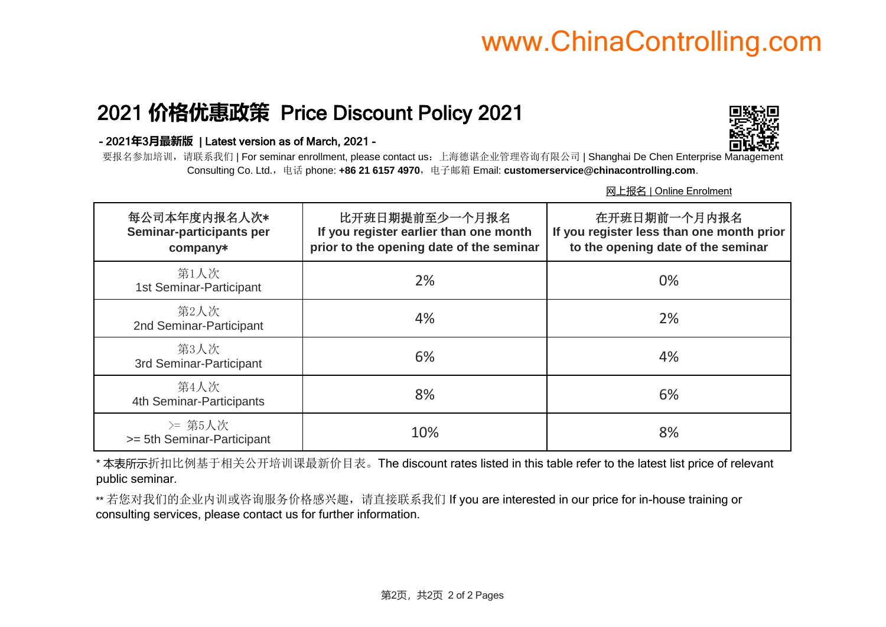www.ChinaControlling.com

# 2021 价格优惠政策 Price Discount Policy 2021

**- 2021年3月最新版 | Latest version as of March, 2021 -**

要报名参加培训，请联系我们 | For seminar enrollment, please contact us：上海德谌企业管理咨询有限公司 | Shanghai De Chen Enterprise Management Consulting Co. Ltd.，电话 phone: **+86 21 6157 4970**，电子邮箱 Email: **customerservice@chinacontrolling.com**.

网上报名 | Online Enrolment

| 每公司本年度内报名人次* Seminar-participants per company* | 比开班日期提前至少一个月报名 If you register earlier than one month prior to the opening date of the seminar | 在开班日期前一个月内报名 If you register less than one month prior to the opening date of the seminar |
|---|---|---|
| 第1人次 1st Seminar-Participant | 2% | 0% |
| 第2人次 2nd Seminar-Participant | 4% | 2% |
| 第3人次 3rd Seminar-Participant | 6% | 4% |
| 第4人次 4th Seminar-Participants | 8% | 6% |
| >= 第5人次 >= 5th Seminar-Participant | 10% | 8% |

* 本表所示折扣比例基于相关公开培训课最新价目表。The discount rates listed in this table refer to the latest list price of relevant public seminar.

** 若您对我们的企业内训或咨询服务价格感兴趣，请直接联系我们 If you are interested in our price for in-house training or consulting services, please contact us for further information.